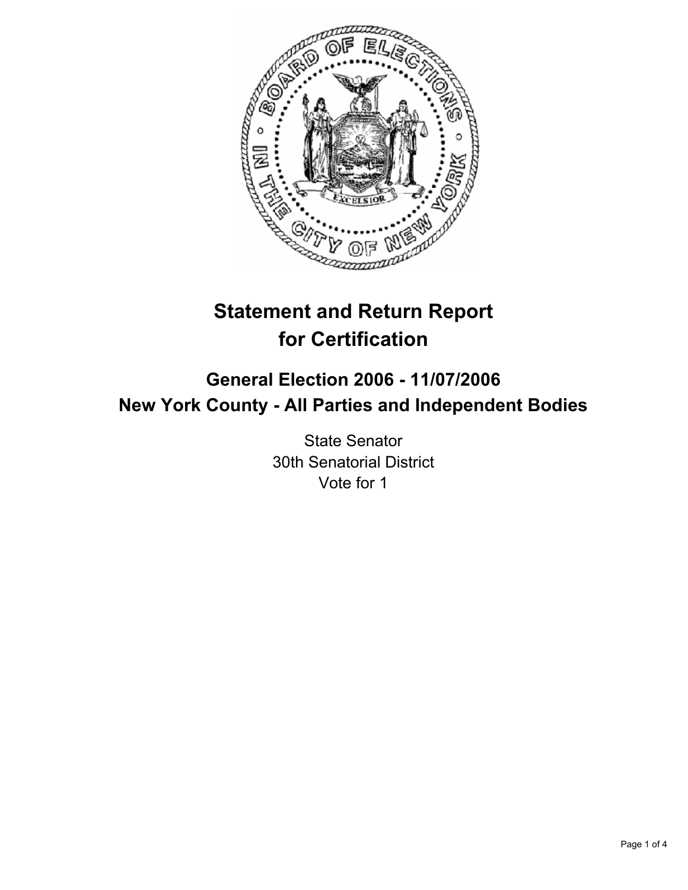# Statement and Return Report for Certification

## General Election 2006 - 11/07/2006
## New York County - All Parties and Independent Bodies

State Senator
30th Senatorial District
Vote for 1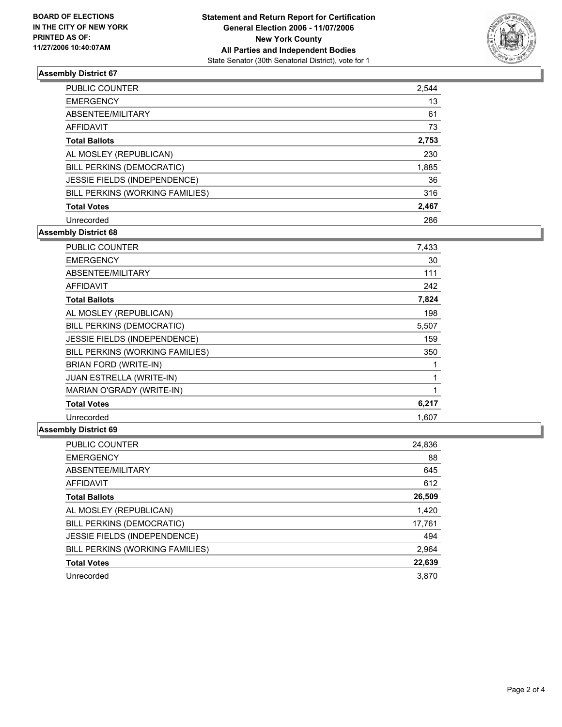BOARD OF ELECTIONS
IN THE CITY OF NEW YORK
PRINTED AS OF:
11/27/2006 10:40:07AM

**Statement and Return Report for Certification**
**General Election 2006 - 11/07/2006**
**New York County**
**All Parties and Independent Bodies**
State Senator (30th Senatorial District), vote for 1

### Assembly District 67

| | |
|---|---|
| PUBLIC COUNTER | 2,544 |
| EMERGENCY | 13 |
| ABSENTEE/MILITARY | 61 |
| AFFIDAVIT | 73 |
| **Total Ballots** | **2,753** |
| AL MOSLEY (REPUBLICAN) | 230 |
| BILL PERKINS (DEMOCRATIC) | 1,885 |
| JESSIE FIELDS (INDEPENDENCE) | 36 |
| BILL PERKINS (WORKING FAMILIES) | 316 |
| **Total Votes** | **2,467** |
| Unrecorded | 286 |

### Assembly District 68

| | |
|---|---|
| PUBLIC COUNTER | 7,433 |
| EMERGENCY | 30 |
| ABSENTEE/MILITARY | 111 |
| AFFIDAVIT | 242 |
| **Total Ballots** | **7,824** |
| AL MOSLEY (REPUBLICAN) | 198 |
| BILL PERKINS (DEMOCRATIC) | 5,507 |
| JESSIE FIELDS (INDEPENDENCE) | 159 |
| BILL PERKINS (WORKING FAMILIES) | 350 |
| BRIAN FORD (WRITE-IN) | 1 |
| JUAN ESTRELLA (WRITE-IN) | 1 |
| MARIAN O'GRADY (WRITE-IN) | 1 |
| **Total Votes** | **6,217** |
| Unrecorded | 1,607 |

### Assembly District 69

| | |
|---|---|
| PUBLIC COUNTER | 24,836 |
| EMERGENCY | 88 |
| ABSENTEE/MILITARY | 645 |
| AFFIDAVIT | 612 |
| **Total Ballots** | **26,509** |
| AL MOSLEY (REPUBLICAN) | 1,420 |
| BILL PERKINS (DEMOCRATIC) | 17,761 |
| JESSIE FIELDS (INDEPENDENCE) | 494 |
| BILL PERKINS (WORKING FAMILIES) | 2,964 |
| **Total Votes** | **22,639** |
| Unrecorded | 3,870 |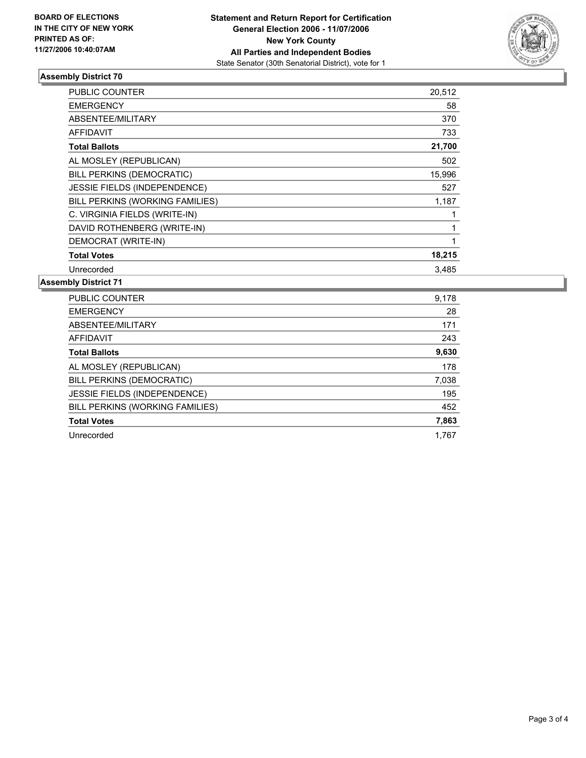**BOARD OF ELECTIONS IN THE CITY OF NEW YORK PRINTED AS OF: 11/27/2006 10:40:07AM**

**Statement and Return Report for Certification**
**General Election 2006 - 11/07/2006**
**New York County**
**All Parties and Independent Bodies**
State Senator (30th Senatorial District), vote for 1

### Assembly District 70

| | |
|---|---|
| PUBLIC COUNTER | 20,512 |
| EMERGENCY | 58 |
| ABSENTEE/MILITARY | 370 |
| AFFIDAVIT | 733 |
| **Total Ballots** | **21,700** |
| AL MOSLEY (REPUBLICAN) | 502 |
| BILL PERKINS (DEMOCRATIC) | 15,996 |
| JESSIE FIELDS (INDEPENDENCE) | 527 |
| BILL PERKINS (WORKING FAMILIES) | 1,187 |
| C. VIRGINIA FIELDS (WRITE-IN) | 1 |
| DAVID ROTHENBERG (WRITE-IN) | 1 |
| DEMOCRAT (WRITE-IN) | 1 |
| **Total Votes** | **18,215** |
| Unrecorded | 3,485 |

### Assembly District 71

| | |
|---|---|
| PUBLIC COUNTER | 9,178 |
| EMERGENCY | 28 |
| ABSENTEE/MILITARY | 171 |
| AFFIDAVIT | 243 |
| **Total Ballots** | **9,630** |
| AL MOSLEY (REPUBLICAN) | 178 |
| BILL PERKINS (DEMOCRATIC) | 7,038 |
| JESSIE FIELDS (INDEPENDENCE) | 195 |
| BILL PERKINS (WORKING FAMILIES) | 452 |
| **Total Votes** | **7,863** |
| Unrecorded | 1,767 |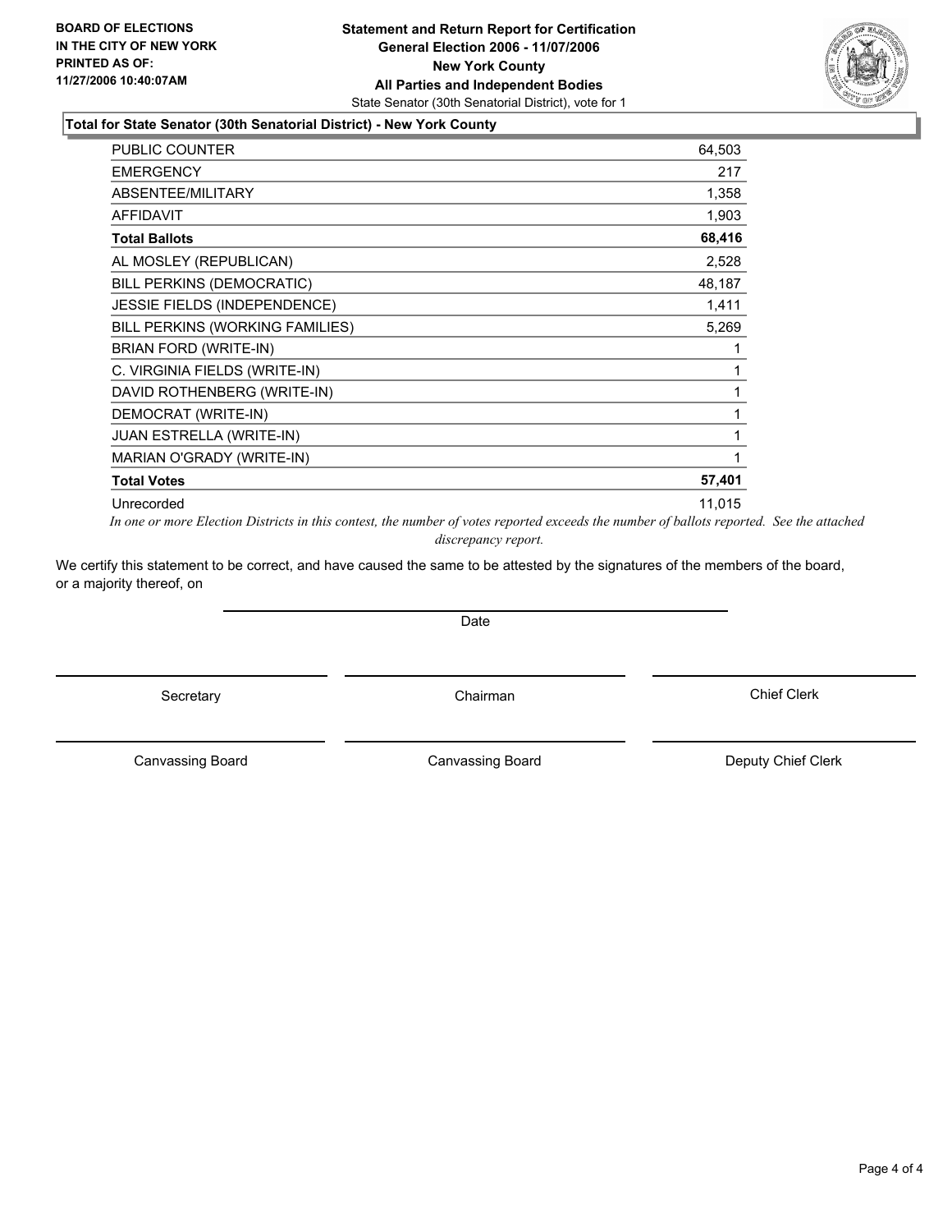**BOARD OF ELECTIONS IN THE CITY OF NEW YORK PRINTED AS OF: 11/27/2006 10:40:07AM**

**Statement and Return Report for Certification**
**General Election 2006 - 11/07/2006**
**New York County**
**All Parties and Independent Bodies**
State Senator (30th Senatorial District), vote for 1

**Total for State Senator (30th Senatorial District) - New York County**

| | |
|---|---|
| PUBLIC COUNTER | 64,503 |
| EMERGENCY | 217 |
| ABSENTEE/MILITARY | 1,358 |
| AFFIDAVIT | 1,903 |
| **Total Ballots** | **68,416** |
| AL MOSLEY (REPUBLICAN) | 2,528 |
| BILL PERKINS (DEMOCRATIC) | 48,187 |
| JESSIE FIELDS (INDEPENDENCE) | 1,411 |
| BILL PERKINS (WORKING FAMILIES) | 5,269 |
| BRIAN FORD (WRITE-IN) | 1 |
| C. VIRGINIA FIELDS (WRITE-IN) | 1 |
| DAVID ROTHENBERG (WRITE-IN) | 1 |
| DEMOCRAT (WRITE-IN) | 1 |
| JUAN ESTRELLA (WRITE-IN) | 1 |
| MARIAN O'GRADY (WRITE-IN) | 1 |
| **Total Votes** | **57,401** |
| Unrecorded | 11,015 |

*In one or more Election Districts in this contest, the number of votes reported exceeds the number of ballots reported. See the attached discrepancy report.*

We certify this statement to be correct, and have caused the same to be attested by the signatures of the members of the board, or a majority thereof, on

Date

Secretary | Chairman | Chief Clerk

Canvassing Board | Canvassing Board | Deputy Chief Clerk